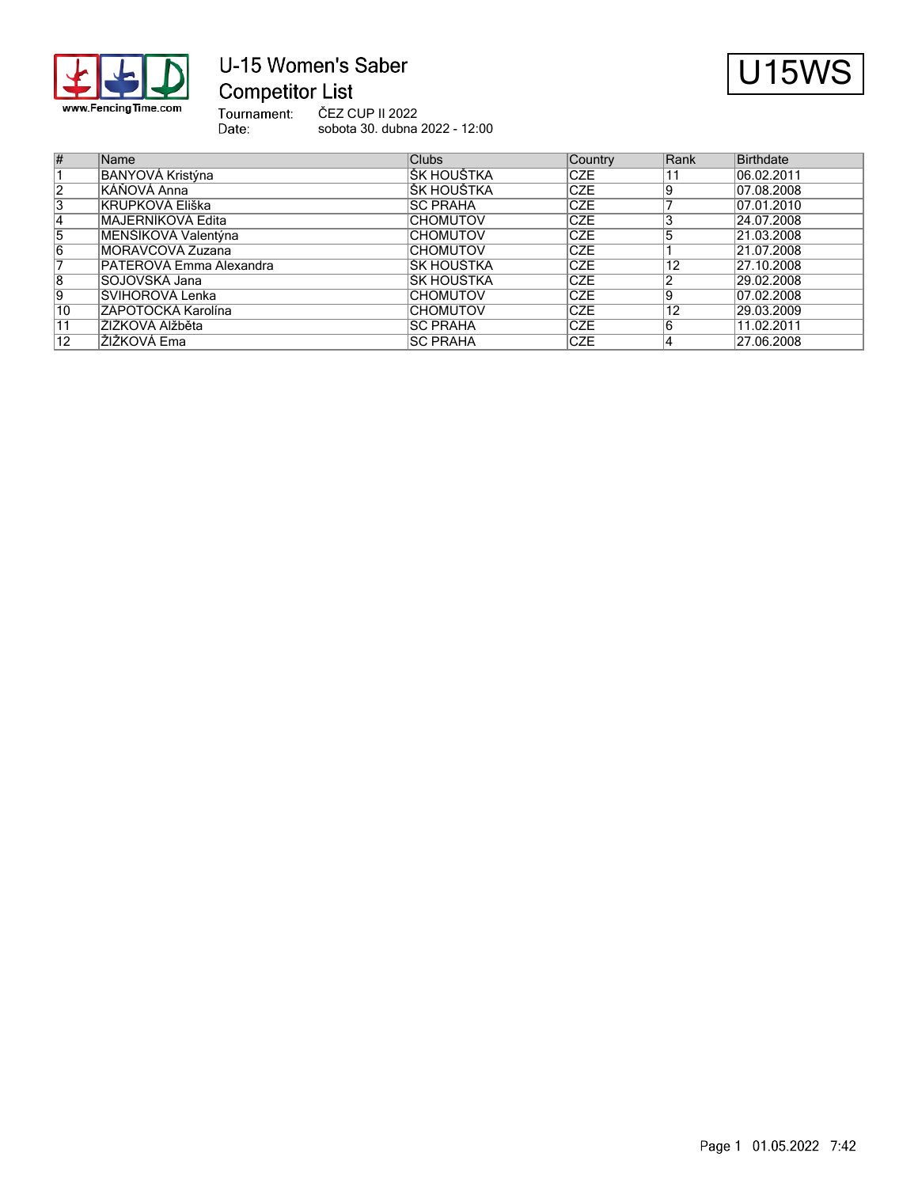# U-15 Women's Saber

## Competitor List

U15WS

Tournament: ČEZ CUP II 2022
Date: sobota 30. dubna 2022 - 12:00

| # | Name | Clubs | Country | Rank | Birthdate |
|---|---|---|---|---|---|
| 1 | BANYOVÁ Kristýna | ŠK HOUŠTKA | CZE | 11 | 06.02.2011 |
| 2 | KÁŇOVÁ Anna | ŠK HOUŠTKA | CZE | 9 | 07.08.2008 |
| 3 | KRUPKOVÁ Eliška | SC PRAHA | CZE | 7 | 07.01.2010 |
| 4 | MAJERNÍKOVÁ Edita | CHOMUTOV | CZE | 3 | 24.07.2008 |
| 5 | MENŠÍKOVÁ Valentýna | CHOMUTOV | CZE | 5 | 21.03.2008 |
| 6 | MORAVCOVÁ Zuzana | CHOMUTOV | CZE | 1 | 21.07.2008 |
| 7 | PATEROVÁ Emma Alexandra | ŠK HOUŠTKA | CZE | 12 | 27.10.2008 |
| 8 | SOJOVSKÁ Jana | ŠK HOUŠTKA | CZE | 2 | 29.02.2008 |
| 9 | ŠVIHOROVÁ Lenka | CHOMUTOV | CZE | 9 | 07.02.2008 |
| 10 | ZÁPOTOCKÁ Karolína | CHOMUTOV | CZE | 12 | 29.03.2009 |
| 11 | ŽIŽKOVÁ Alžběta | SC PRAHA | CZE | 6 | 11.02.2011 |
| 12 | ŽIŽKOVÁ Ema | SC PRAHA | CZE | 4 | 27.06.2008 |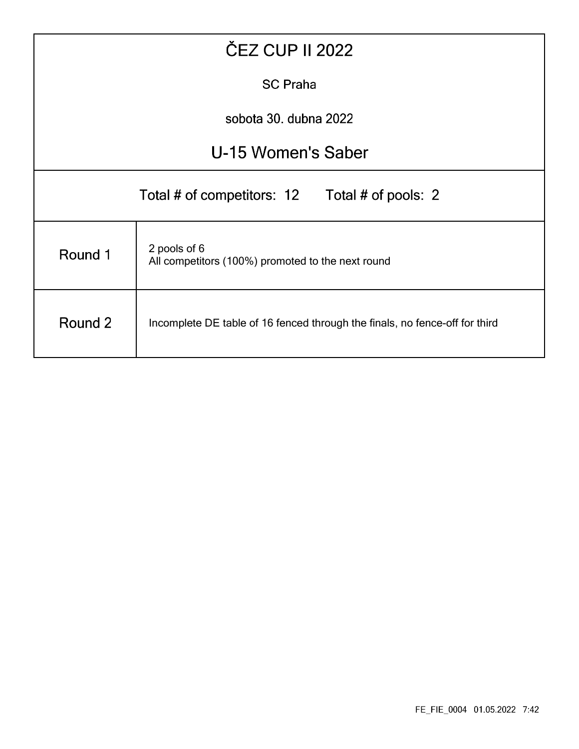# ČEZ CUP II 2022

SC Praha

sobota 30. dubna 2022

## U-15 Women's Saber

Total # of competitors: 12 Total # of pools: 2

| | |
|---|---|
| Round 1 | 2 pools of 6<br>All competitors (100%) promoted to the next round |
| Round 2 | Incomplete DE table of 16 fenced through the finals, no fence-off for third |

FE_FIE_0004 01.05.2022 7:42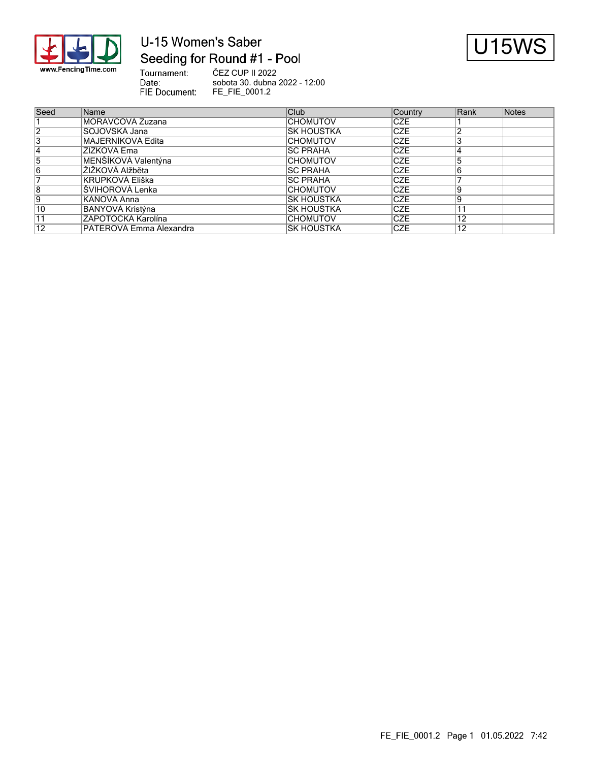# U-15 Women's Saber

## Seeding for Round #1 - Pool

**U15WS**

Tournament: ČEZ CUP II 2022
Date: sobota 30. dubna 2022 - 12:00
FIE Document: FE_FIE_0001.2

| Seed | Name | Club | Country | Rank | Notes |
|---|---|---|---|---|---|
| 1 | MORAVCOVÁ Zuzana | CHOMUTOV | CZE | 1 | |
| 2 | SOJOVSKÁ Jana | SK HOUŠTKA | CZE | 2 | |
| 3 | MAJERNÍKOVÁ Edita | CHOMUTOV | CZE | 3 | |
| 4 | ŽIŽKOVÁ Ema | SC PRAHA | CZE | 4 | |
| 5 | MENŠÍKOVÁ Valentýna | CHOMUTOV | CZE | 5 | |
| 6 | ŽIŽKOVÁ Alžběta | SC PRAHA | CZE | 6 | |
| 7 | KRUPKOVÁ Eliška | SC PRAHA | CZE | 7 | |
| 8 | ŠVIHOROVÁ Lenka | CHOMUTOV | CZE | 9 | |
| 9 | KAŇOVÁ Anna | SK HOUŠTKA | CZE | 9 | |
| 10 | BAŇYOVÁ Kristýna | SK HOUŠTKA | CZE | 11 | |
| 11 | ZÁPOTOCKÁ Karolína | CHOMUTOV | CZE | 12 | |
| 12 | PÁTEROVÁ Emma Alexandra | SK HOUŠTKA | CZE | 12 | |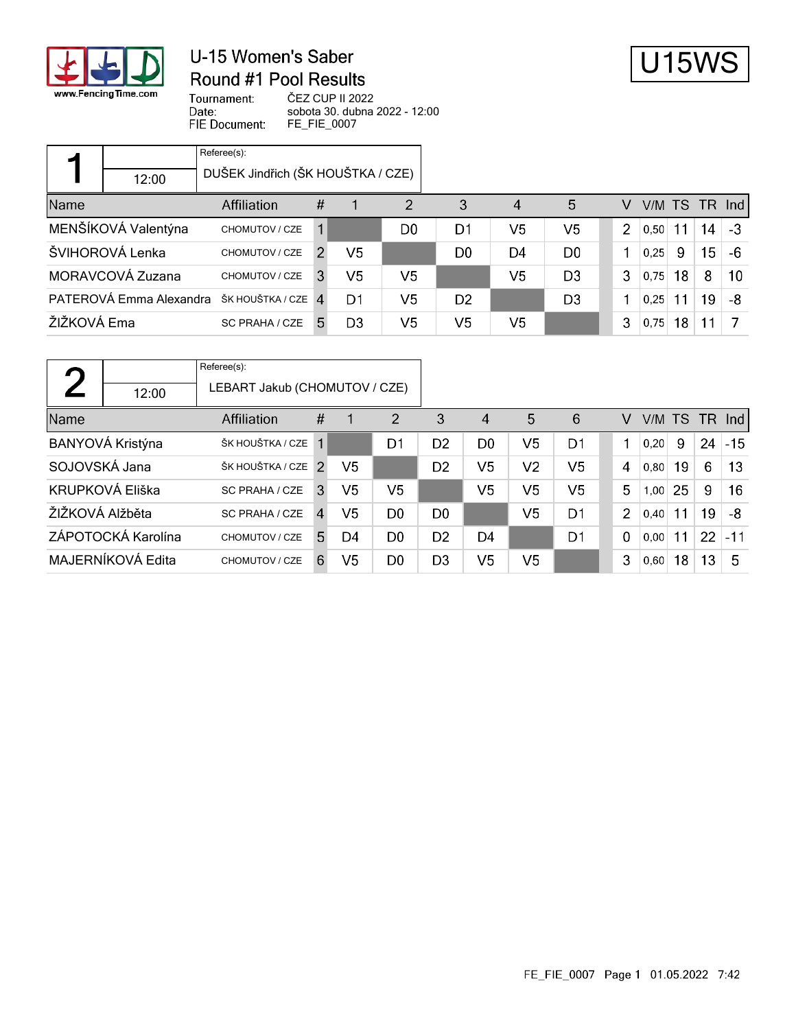# U-15 Women's Saber

## Round #1 Pool Results

U15WS

Tournament: ČEZ CUP II 2022
Date: sobota 30. dubna 2022 - 12:00
FIE Document: FE_FIE_0007

### Pool 1

12:00

Referee(s): DUŠEK Jindřich (ŠK HOUŠTKA / CZE)

| Name | Affiliation | # | 1 | 2 | 3 | 4 | 5 | V | V/M | TS | TR | Ind |
|---|---|---|---|---|---|---|---|---|---|---|---|---|
| MENŠÍKOVÁ Valentýna | CHOMUTOV / CZE | 1 | | D0 | D1 | V5 | V5 | 2 | 0,50 | 11 | 14 | -3 |
| ŠVIHOROVÁ Lenka | CHOMUTOV / CZE | 2 | V5 | | D0 | D4 | D0 | 1 | 0,25 | 9 | 15 | -6 |
| MORAVCOVÁ Zuzana | CHOMUTOV / CZE | 3 | V5 | V5 | | V5 | D3 | 3 | 0,75 | 18 | 8 | 10 |
| PATEROVÁ Emma Alexandra | ŠK HOUŠTKA / CZE | 4 | D1 | V5 | D2 | | D3 | 1 | 0,25 | 11 | 19 | -8 |
| ŽIŽKOVÁ Ema | SC PRAHA / CZE | 5 | D3 | V5 | V5 | V5 | | 3 | 0,75 | 18 | 11 | 7 |

### Pool 2

12:00

Referee(s): LEBART Jakub (CHOMUTOV / CZE)

| Name | Affiliation | # | 1 | 2 | 3 | 4 | 5 | 6 | V | V/M | TS | TR | Ind |
|---|---|---|---|---|---|---|---|---|---|---|---|---|---|
| BANYOVÁ Kristýna | ŠK HOUŠTKA / CZE | 1 | | D1 | D2 | D0 | V5 | D1 | 1 | 0,20 | 9 | 24 | -15 |
| SOJOVSKÁ Jana | ŠK HOUŠTKA / CZE | 2 | V5 | | D2 | V5 | V2 | V5 | 4 | 0,80 | 19 | 6 | 13 |
| KRUPKOVÁ Eliška | SC PRAHA / CZE | 3 | V5 | V5 | | V5 | V5 | V5 | 5 | 1,00 | 25 | 9 | 16 |
| ŽIŽKOVÁ Alžběta | SC PRAHA / CZE | 4 | V5 | D0 | D0 | | V5 | D1 | 2 | 0,40 | 11 | 19 | -8 |
| ZÁPOTOCKÁ Karolína | CHOMUTOV / CZE | 5 | D4 | D0 | D2 | D4 | | D1 | 0 | 0,00 | 11 | 22 | -11 |
| MAJERNÍKOVÁ Edita | CHOMUTOV / CZE | 6 | V5 | D0 | D3 | V5 | V5 | | 3 | 0,60 | 18 | 13 | 5 |

FE_FIE_0007 Page 1 01.05.2022 7:42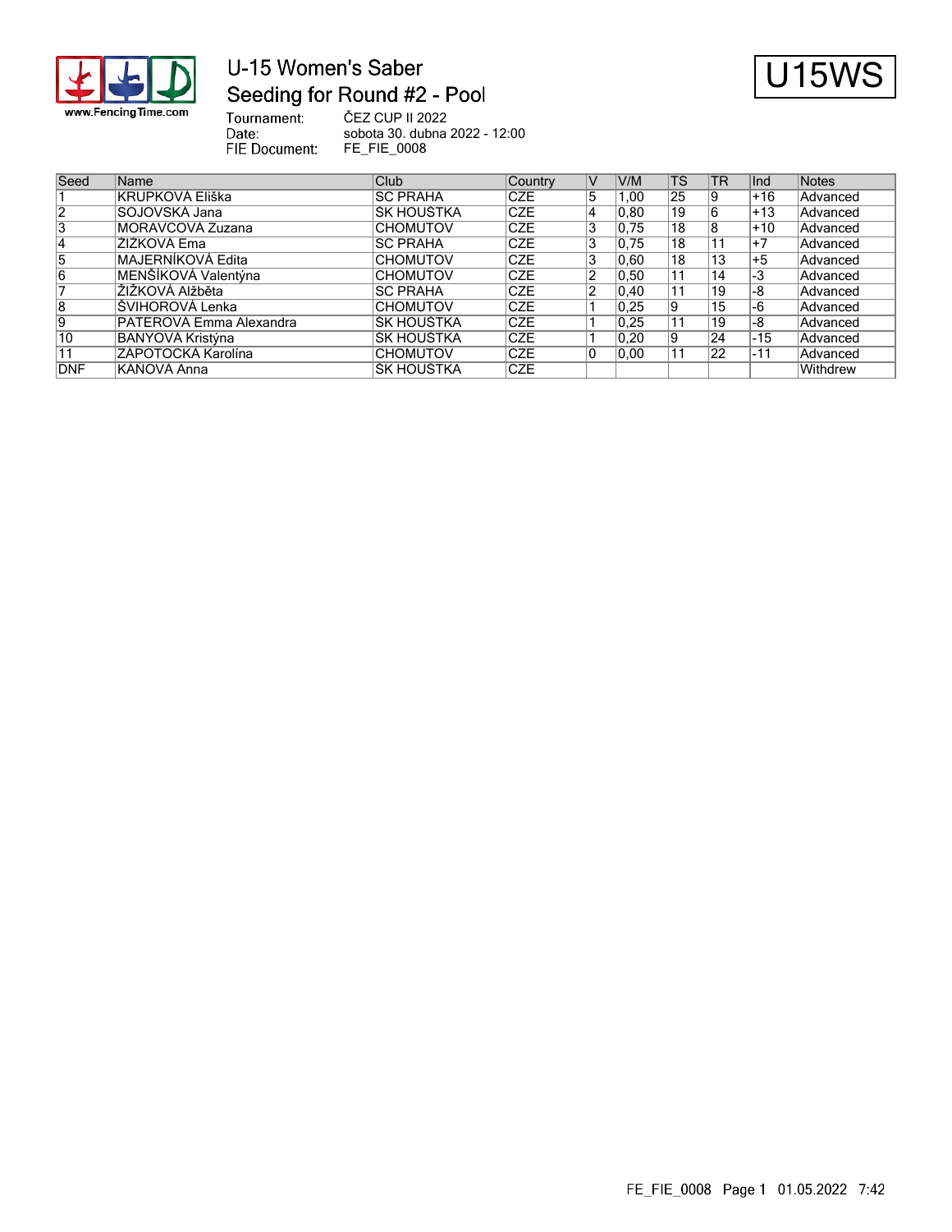# U-15 Women's Saber

## Seeding for Round #2 - Pool

U15WS

Tournament: ČEZ CUP II 2022
Date: sobota 30. dubna 2022 - 12:00
FIE Document: FE_FIE_0008

| Seed | Name | Club | Country | V | V/M | TS | TR | Ind | Notes |
|---|---|---|---|---|---|---|---|---|---|
| 1 | KRUPKOVÁ Eliška | SC PRAHA | CZE | 5 | 1,00 | 25 | 9 | +16 | Advanced |
| 2 | SOJOVSKÁ Jana | SK HOUŠTKA | CZE | 4 | 0,80 | 19 | 6 | +13 | Advanced |
| 3 | MORAVCOVÁ Zuzana | CHOMUTOV | CZE | 3 | 0,75 | 18 | 8 | +10 | Advanced |
| 4 | ŽIŽKOVÁ Ema | SC PRAHA | CZE | 3 | 0,75 | 18 | 11 | +7 | Advanced |
| 5 | MAJERNÍKOVÁ Edita | CHOMUTOV | CZE | 3 | 0,60 | 18 | 13 | +5 | Advanced |
| 6 | MENŠÍKOVÁ Valentýna | CHOMUTOV | CZE | 2 | 0,50 | 11 | 14 | -3 | Advanced |
| 7 | ŽIŽKOVÁ Alžběta | SC PRAHA | CZE | 2 | 0,40 | 11 | 19 | -8 | Advanced |
| 8 | ŠVIHOROVÁ Lenka | CHOMUTOV | CZE | 1 | 0,25 | 9 | 15 | -6 | Advanced |
| 9 | PATEROVÁ Emma Alexandra | SK HOUŠTKA | CZE | 1 | 0,25 | 11 | 19 | -8 | Advanced |
| 10 | BAŇYOVÁ Kristýna | SK HOUŠTKA | CZE | 1 | 0,20 | 9 | 24 | -15 | Advanced |
| 11 | ZÁPOTOCKÁ Karolína | CHOMUTOV | CZE | 0 | 0,00 | 11 | 22 | -11 | Advanced |
| DNF | KÁŇOVÁ Anna | SK HOUŠTKA | CZE | | | | | | Withdrew |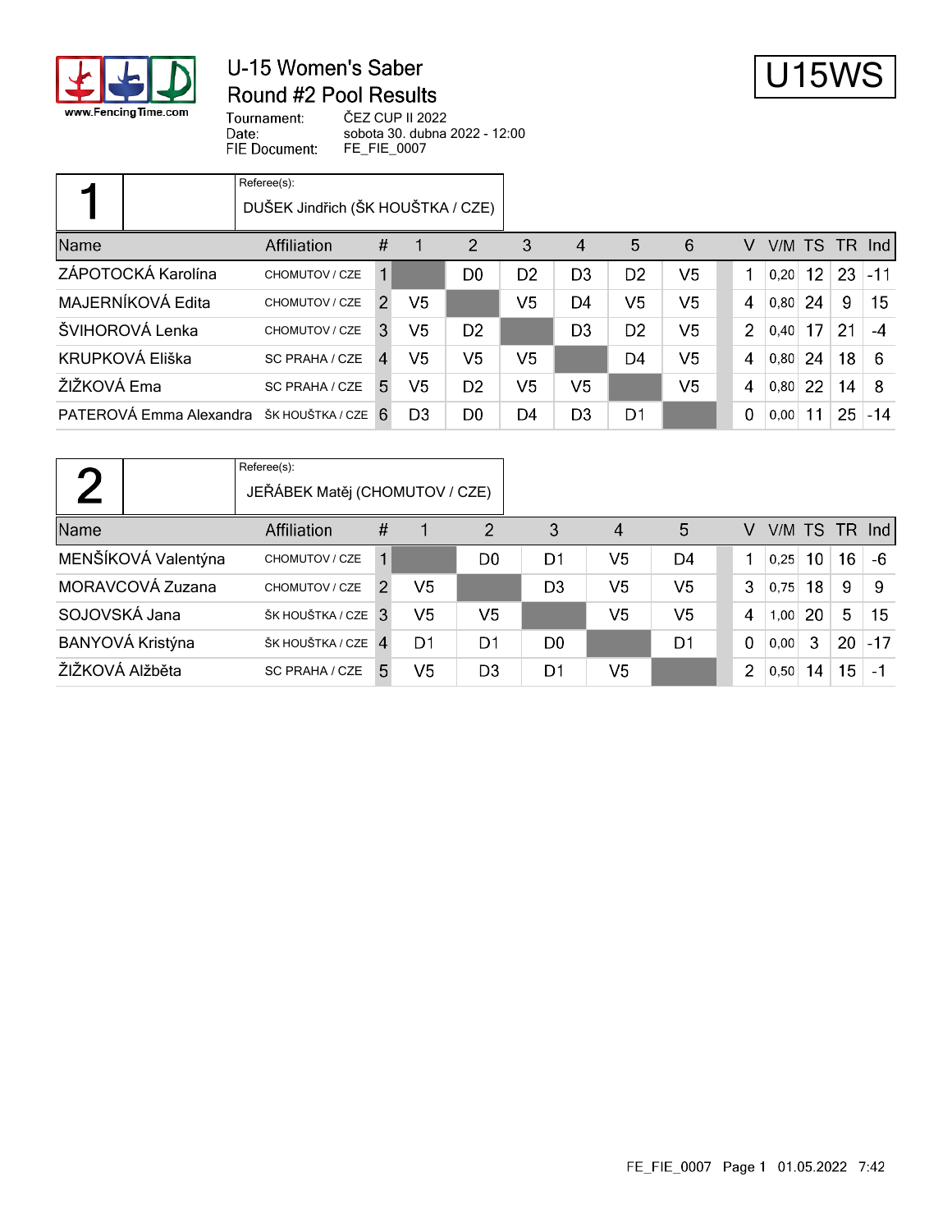# U-15 Women's Saber
## Round #2 Pool Results

**U15WS**

Tournament: ČEZ CUP II 2022
Date: sobota 30. dubna 2022 - 12:00
FIE Document: FE_FIE_0007

### Pool 1

Referee(s): DUŠEK Jindřich (ŠK HOUŠTKA / CZE)

| Name | Affiliation | # | 1 | 2 | 3 | 4 | 5 | 6 | V | V/M | TS | TR | Ind |
|---|---|---|---|---|---|---|---|---|---|---|---|---|---|
| ZÁPOTOCKÁ Karolína | CHOMUTOV / CZE | 1 | | D0 | D2 | D3 | D2 | V5 | 1 | 0,20 | 12 | 23 | -11 |
| MAJERNÍKOVÁ Edita | CHOMUTOV / CZE | 2 | V5 | | V5 | D4 | V5 | V5 | 4 | 0,80 | 24 | 9 | 15 |
| ŠVIHOROVÁ Lenka | CHOMUTOV / CZE | 3 | V5 | D2 | | D3 | D2 | V5 | 2 | 0,40 | 17 | 21 | -4 |
| KRUPKOVÁ Eliška | SC PRAHA / CZE | 4 | V5 | V5 | V5 | | D4 | V5 | 4 | 0,80 | 24 | 18 | 6 |
| ŽIŽKOVÁ Ema | SC PRAHA / CZE | 5 | V5 | D2 | V5 | V5 | | V5 | 4 | 0,80 | 22 | 14 | 8 |
| PATEROVÁ Emma Alexandra | ŠK HOUŠTKA / CZE | 6 | D3 | D0 | D4 | D3 | D1 | | 0 | 0,00 | 11 | 25 | -14 |

### Pool 2

Referee(s): JEŘÁBEK Matěj (CHOMUTOV / CZE)

| Name | Affiliation | # | 1 | 2 | 3 | 4 | 5 | V | V/M | TS | TR | Ind |
|---|---|---|---|---|---|---|---|---|---|---|---|---|
| MENŠÍKOVÁ Valentýna | CHOMUTOV / CZE | 1 | | D0 | D1 | V5 | D4 | 1 | 0,25 | 10 | 16 | -6 |
| MORAVCOVÁ Zuzana | CHOMUTOV / CZE | 2 | V5 | | D3 | V5 | V5 | 3 | 0,75 | 18 | 9 | 9 |
| SOJOVSKÁ Jana | ŠK HOUŠTKA / CZE | 3 | V5 | V5 | | V5 | V5 | 4 | 1,00 | 20 | 5 | 15 |
| BANYOVÁ Kristýna | ŠK HOUŠTKA / CZE | 4 | D1 | D1 | D0 | | D1 | 0 | 0,00 | 3 | 20 | -17 |
| ŽIŽKOVÁ Alžběta | SC PRAHA / CZE | 5 | V5 | D3 | D1 | V5 | | 2 | 0,50 | 14 | 15 | -1 |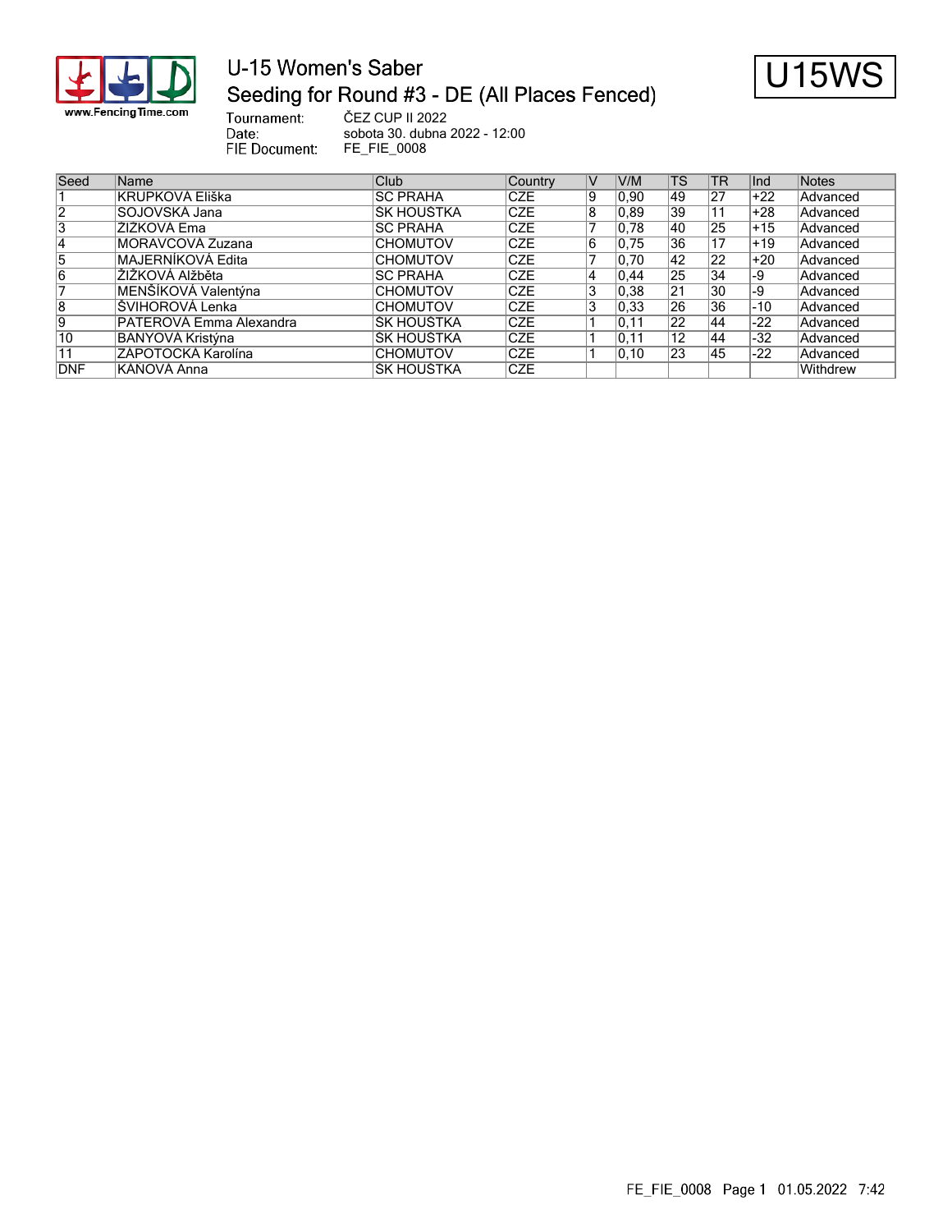# U-15 Women's Saber

## Seeding for Round #3 - DE (All Places Fenced)

**U15WS**

Tournament: ČEZ CUP II 2022
Date: sobota 30. dubna 2022 - 12:00
FIE Document: FE_FIE_0008

| Seed | Name | Club | Country | V | V/M | TS | TR | Ind | Notes |
|---|---|---|---|---|---|---|---|---|---|
| 1 | KRUPKOVÁ Eliška | SC PRAHA | CZE | 9 | 0,90 | 49 | 27 | +22 | Advanced |
| 2 | SOJOVSKÁ Jana | SK HOUŠTKA | CZE | 8 | 0,89 | 39 | 11 | +28 | Advanced |
| 3 | ŽIŽKOVÁ Ema | SC PRAHA | CZE | 7 | 0,78 | 40 | 25 | +15 | Advanced |
| 4 | MORAVCOVÁ Zuzana | CHOMUTOV | CZE | 6 | 0,75 | 36 | 17 | +19 | Advanced |
| 5 | MAJERNÍKOVÁ Edita | CHOMUTOV | CZE | 7 | 0,70 | 42 | 22 | +20 | Advanced |
| 6 | ŽIŽKOVÁ Alžběta | SC PRAHA | CZE | 4 | 0,44 | 25 | 34 | -9 | Advanced |
| 7 | MENŠÍKOVÁ Valentýna | CHOMUTOV | CZE | 3 | 0,38 | 21 | 30 | -9 | Advanced |
| 8 | ŠVIHOROVÁ Lenka | CHOMUTOV | CZE | 3 | 0,33 | 26 | 36 | -10 | Advanced |
| 9 | PATEROVÁ Emma Alexandra | SK HOUŠTKA | CZE | 1 | 0,11 | 22 | 44 | -22 | Advanced |
| 10 | BAŇYOVÁ Kristýna | SK HOUŠTKA | CZE | 1 | 0,11 | 12 | 44 | -32 | Advanced |
| 11 | ZÁPOTOCKÁ Karolína | CHOMUTOV | CZE | 1 | 0,10 | 23 | 45 | -22 | Advanced |
| DNF | KÁNOVÁ Anna | SK HOUŠTKA | CZE | | | | | | Withdrew |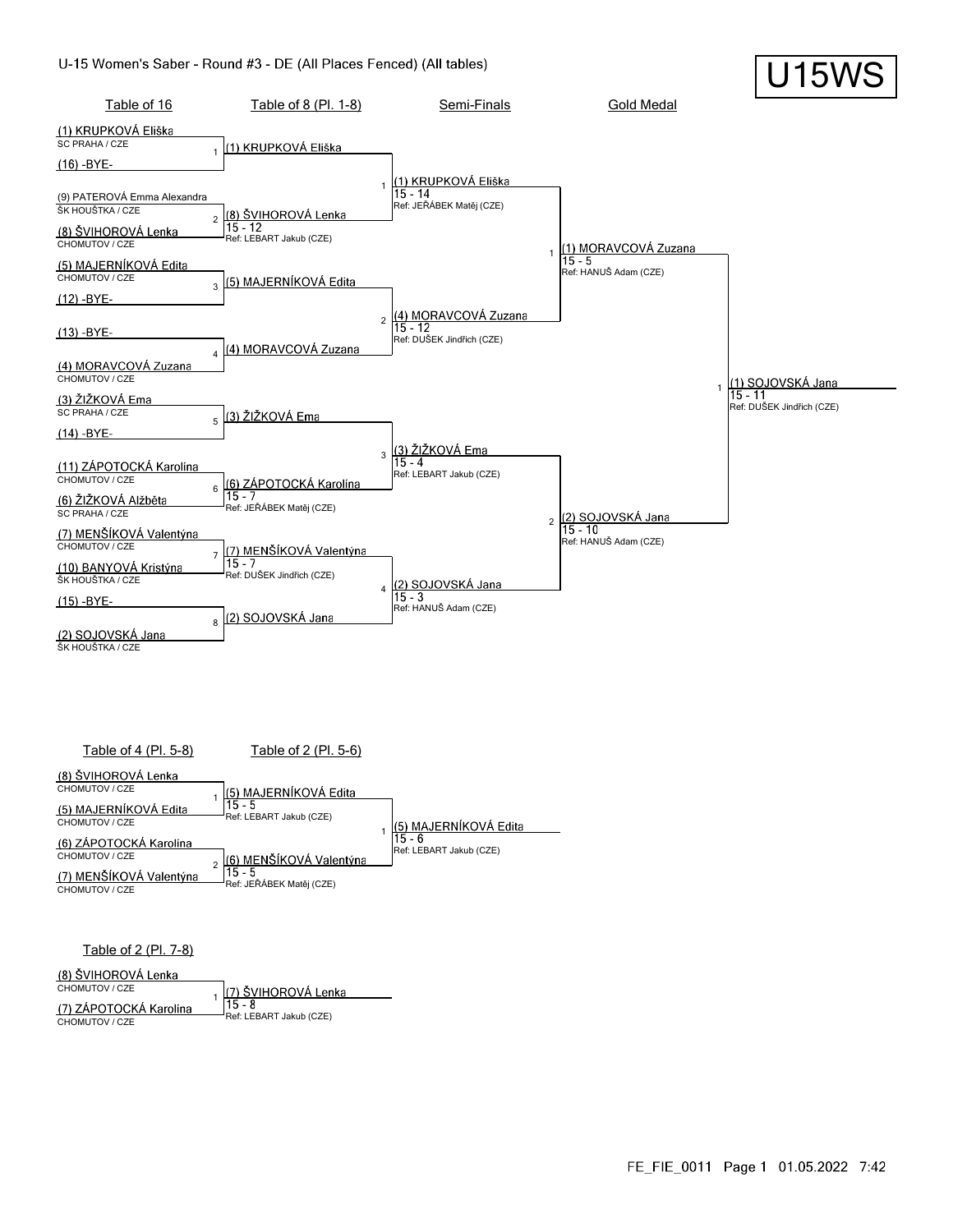# U-15 Women's Saber - Round #3 - DE (All Places Fenced) (All tables)

**U15WS**

## Table of 16

| Bout | Fencer 1 | Club | Fencer 2 | Club |
|---|---|---|---|---|
| 1 | (1) KRUPKOVÁ Eliška | SC PRAHA / CZE | (16) -BYE- | |
| 2 | (9) PATEROVÁ Emma Alexandra | ŠK HOUŠTKA / CZE | (8) ŠVIHOROVÁ Lenka | CHOMUTOV / CZE |
| 3 | (5) MAJERNÍKOVÁ Edita | CHOMUTOV / CZE | (12) -BYE- | |
| 4 | (13) -BYE- | | (4) MORAVCOVÁ Zuzana | CHOMUTOV / CZE |
| 5 | (3) ŽIŽKOVÁ Ema | SC PRAHA / CZE | (14) -BYE- | |
| 6 | (11) ZÁPOTOCKÁ Karolína | CHOMUTOV / CZE | (6) ŽIŽKOVÁ Alžběta | SC PRAHA / CZE |
| 7 | (7) MENŠÍKOVÁ Valentýna | CHOMUTOV / CZE | (10) BANYOVÁ Kristýna | ŠK HOUŠTKA / CZE |
| 8 | (15) -BYE- | | (2) SOJOVSKÁ Jana | ŠK HOUŠTKA / CZE |

## Table of 8 (Pl. 1-8)

| Bout | Winner | Score | Referee |
|---|---|---|---|
| 1 | (1) KRUPKOVÁ Eliška | | |
| 2 | (8) ŠVIHOROVÁ Lenka | 15 - 12 | Ref: LEBART Jakub (CZE) |
| 3 | (5) MAJERNÍKOVÁ Edita | | |
| 4 | (4) MORAVCOVÁ Zuzana | | |
| 5 | (3) ŽIŽKOVÁ Ema | | |
| 6 | (6) ZÁPOTOCKÁ Karolína | 15 - 7 | Ref: JEŘÁBEK Matěj (CZE) |
| 7 | (7) MENŠÍKOVÁ Valentýna | 15 - 7 | Ref: DUŠEK Jindřich (CZE) |
| 8 | (2) SOJOVSKÁ Jana | | |

## Semi-Finals

| Bout | Winner | Score | Referee |
|---|---|---|---|
| 1 | (1) KRUPKOVÁ Eliška | 15 - 14 | Ref: JEŘÁBEK Matěj (CZE) |
| 2 | (4) MORAVCOVÁ Zuzana | 15 - 12 | Ref: DUŠEK Jindřich (CZE) |
| 3 | (3) ŽIŽKOVÁ Ema | 15 - 4 | Ref: LEBART Jakub (CZE) |
| 4 | (2) SOJOVSKÁ Jana | 15 - 3 | Ref: HANUŠ Adam (CZE) |

## Gold Medal

| Bout | Winner | Score | Referee |
|---|---|---|---|
| 1 | (1) MORAVCOVÁ Zuzana | 15 - 5 | Ref: HANUŠ Adam (CZE) |
| 2 | (2) SOJOVSKÁ Jana | 15 - 10 | Ref: HANUŠ Adam (CZE) |

**Winner:** 1 (1) SOJOVSKÁ Jana 15 - 11 Ref: DUŠEK Jindřich (CZE)

## Table of 4 (Pl. 5-8)

| Bout | Fencer 1 | Club | Fencer 2 | Club | Winner | Score | Referee |
|---|---|---|---|---|---|---|---|
| 1 | (8) ŠVIHOROVÁ Lenka | CHOMUTOV / CZE | (5) MAJERNÍKOVÁ Edita | CHOMUTOV / CZE | (5) MAJERNÍKOVÁ Edita | 15 - 5 | Ref: LEBART Jakub (CZE) |
| 2 | (6) ZÁPOTOCKÁ Karolína | CHOMUTOV / CZE | (7) MENŠÍKOVÁ Valentýna | CHOMUTOV / CZE | (6) MENŠÍKOVÁ Valentýna | 15 - 5 | Ref: JEŘÁBEK Matěj (CZE) |

## Table of 2 (Pl. 5-6)

| Bout | Winner | Score | Referee |
|---|---|---|---|
| 1 | (5) MAJERNÍKOVÁ Edita | 15 - 6 | Ref: LEBART Jakub (CZE) |

## Table of 2 (Pl. 7-8)

| Bout | Fencer 1 | Club | Fencer 2 | Club | Winner | Score | Referee |
|---|---|---|---|---|---|---|---|
| 1 | (8) ŠVIHOROVÁ Lenka | CHOMUTOV / CZE | (7) ZÁPOTOCKÁ Karolína | CHOMUTOV / CZE | (7) ŠVIHOROVÁ Lenka | 15 - 8 | Ref: LEBART Jakub (CZE) |

FE_FIE_0011 Page 1 01.05.2022 7:42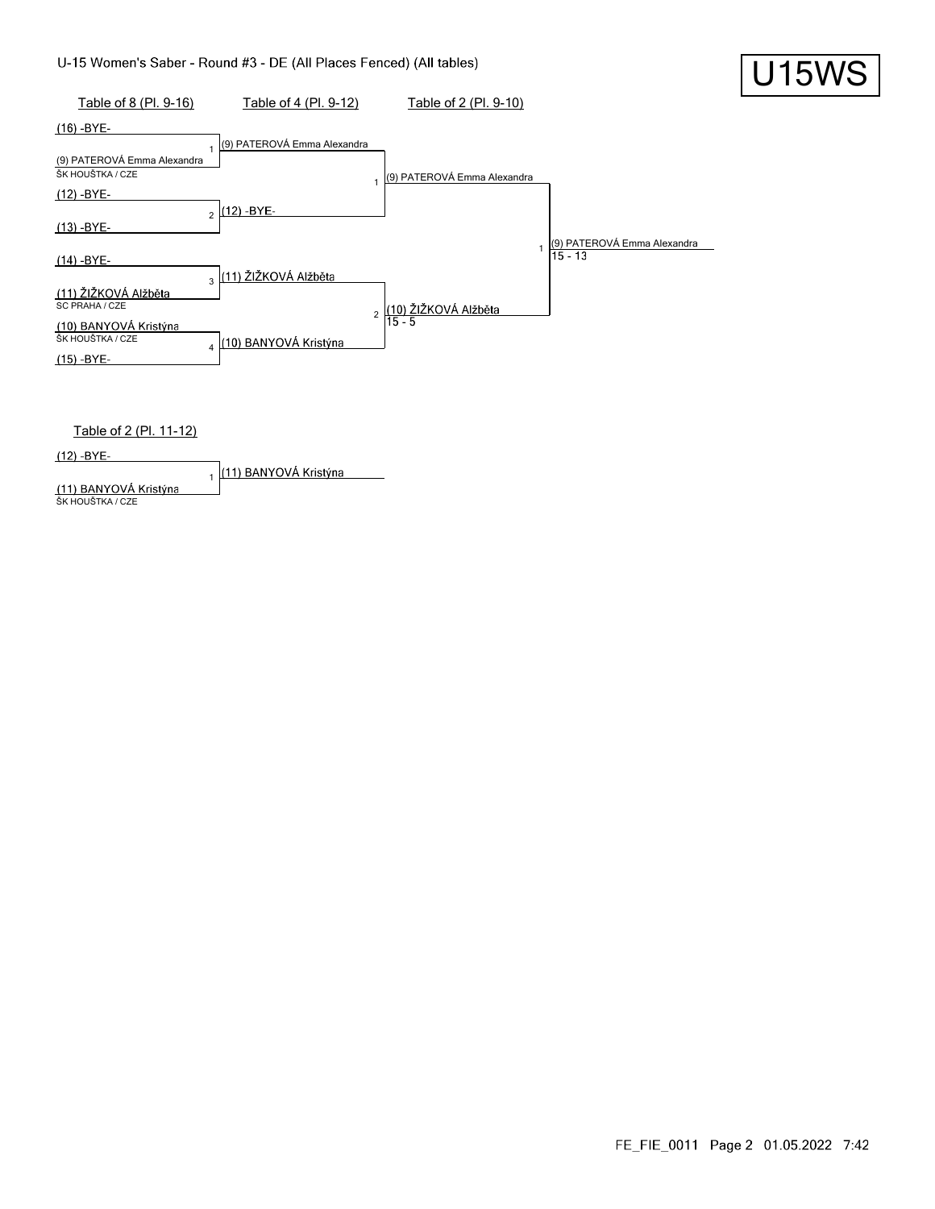# U-15 Women's Saber - Round #3 - DE (All Places Fenced) (All tables)

U15WS

| Table of 8 (Pl. 9-16) | Table of 4 (Pl. 9-12) | Table of 2 (Pl. 9-10) | |
|---|---|---|---|
| (16) -BYE- | | | |
| (9) PATEROVÁ Emma Alexandra, ŠK HOUŠTKA / CZE | 1 (9) PATEROVÁ Emma Alexandra | | |
| (12) -BYE- | | 1 (9) PATEROVÁ Emma Alexandra | |
| (13) -BYE- | 2 (12) -BYE- | | |
| | | | 1 (9) PATEROVÁ Emma Alexandra 15 - 13 |
| (14) -BYE- | | | |
| (11) ŽIŽKOVÁ Alžběta, SC PRAHA / CZE | 3 (11) ŽIŽKOVÁ Alžběta | | |
| (10) BANYOVÁ Kristýna, ŠK HOUŠTKA / CZE | | 2 (10) ŽIŽKOVÁ Alžběta 15 - 5 | |
| (15) -BYE- | 4 (10) BANYOVÁ Kristýna | | |

## Table of 2 (Pl. 11-12)

| Table of 2 (Pl. 11-12) | |
|---|---|
| (12) -BYE- | |
| (11) BANYOVÁ Kristýna, ŠK HOUŠTKA / CZE | 1 (11) BANYOVÁ Kristýna |

FE_FIE_0011 Page 2 01.05.2022 7:42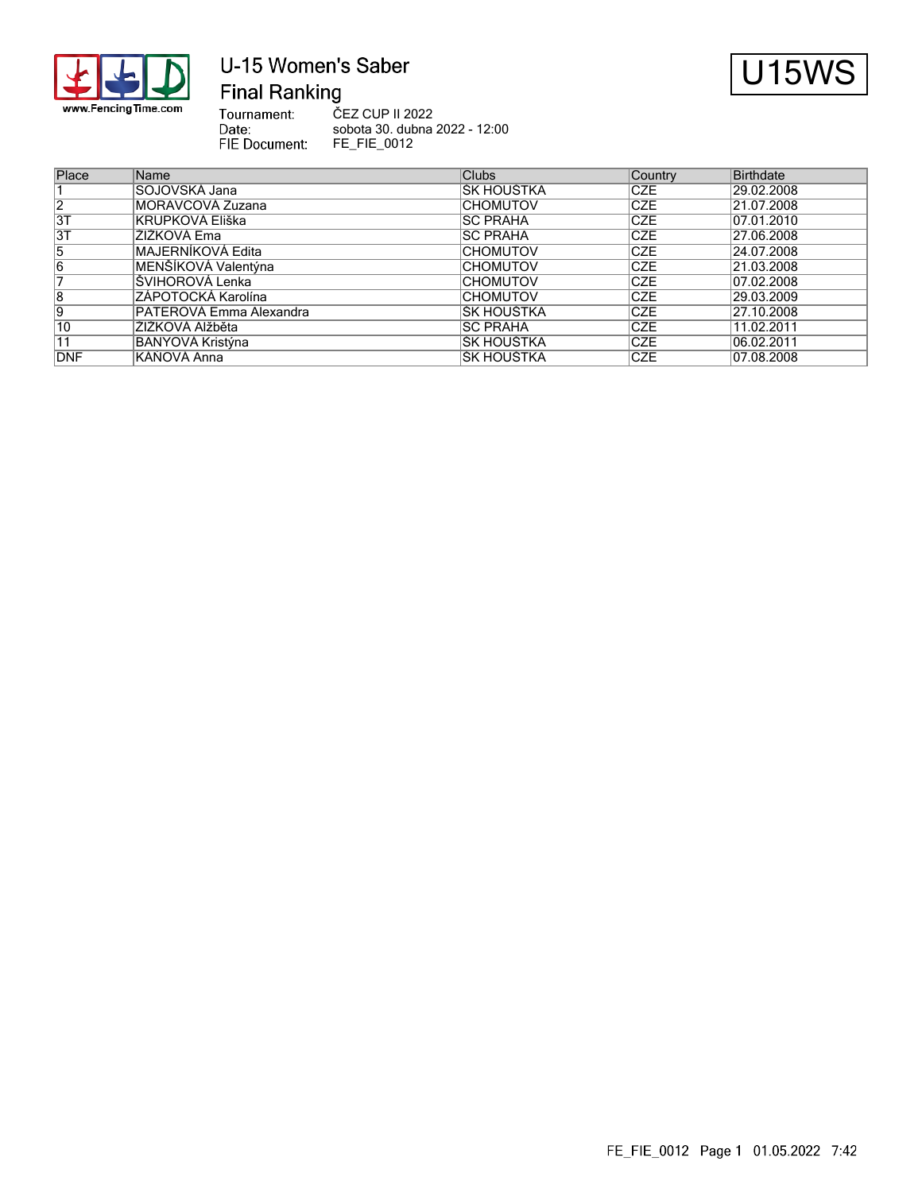# U-15 Women's Saber

## Final Ranking

U15WS

Tournament: ČEZ CUP II 2022
Date: sobota 30. dubna 2022 - 12:00
FIE Document: FE_FIE_0012

| Place | Name | Clubs | Country | Birthdate |
|---|---|---|---|---|
| 1 | SOJOVSKÁ Jana | ŠK HOUŠTKA | CZE | 29.02.2008 |
| 2 | MORAVCOVÁ Zuzana | CHOMUTOV | CZE | 21.07.2008 |
| 3T | KRUPKOVÁ Eliška | SC PRAHA | CZE | 07.01.2010 |
| 3T | ŽIŽKOVÁ Ema | SC PRAHA | CZE | 27.06.2008 |
| 5 | MAJERNÍKOVÁ Edita | CHOMUTOV | CZE | 24.07.2008 |
| 6 | MENŠÍKOVÁ Valentýna | CHOMUTOV | CZE | 21.03.2008 |
| 7 | ŠVIHOROVÁ Lenka | CHOMUTOV | CZE | 07.02.2008 |
| 8 | ZÁPOTOCKÁ Karolína | CHOMUTOV | CZE | 29.03.2009 |
| 9 | PATEROVÁ Emma Alexandra | ŠK HOUŠTKA | CZE | 27.10.2008 |
| 10 | ŽIŽKOVÁ Alžběta | SC PRAHA | CZE | 11.02.2011 |
| 11 | BÁNYOVÁ Kristýna | ŠK HOUŠTKA | CZE | 06.02.2011 |
| DNF | KÁNOVÁ Anna | ŠK HOUŠTKA | CZE | 07.08.2008 |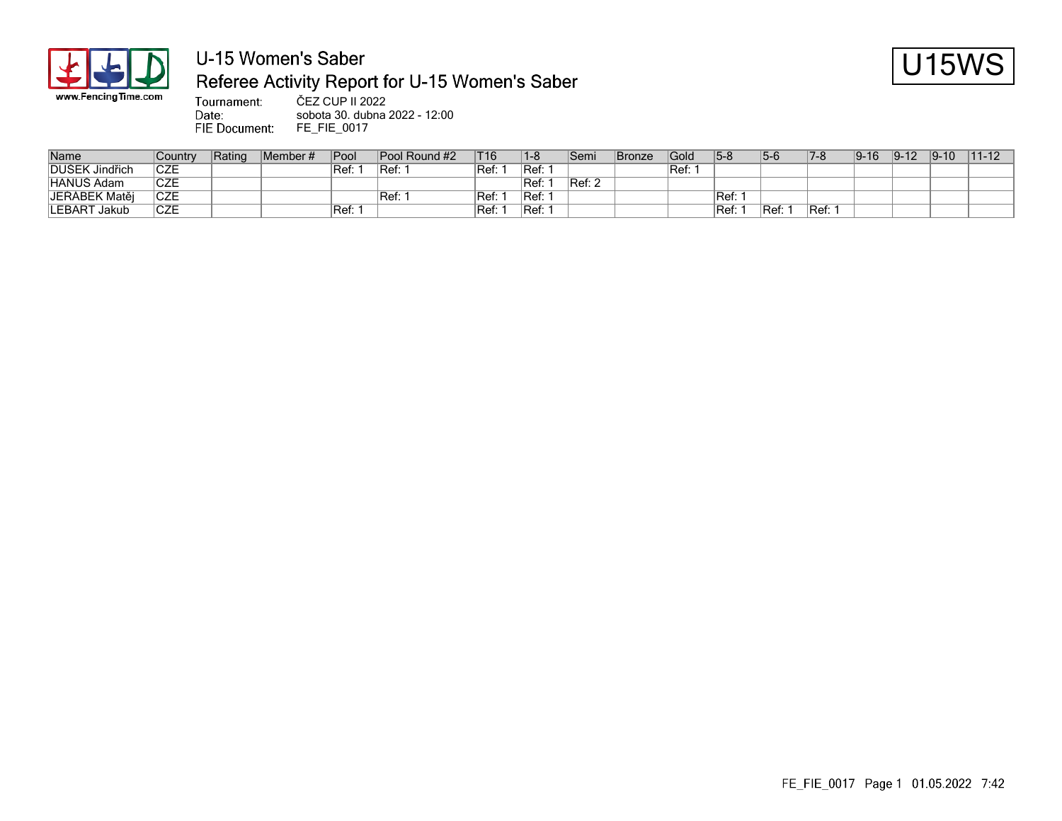# U-15 Women's Saber

## Referee Activity Report for U-15 Women's Saber

U15WS

Tournament: ČEZ CUP II 2022
Date: sobota 30. dubna 2022 - 12:00
FIE Document: FE_FIE_0017

| Name | Country | Rating | Member # | Pool | Pool Round #2 | T16 | 1-8 | Semi | Bronze | Gold | 5-8 | 5-6 | 7-8 | 9-16 | 9-12 | 9-10 | 11-12 |
|---|---|---|---|---|---|---|---|---|---|---|---|---|---|---|---|---|---|
| DUŠEK Jindřich | CZE | | | Ref: 1 | Ref: 1 | Ref: 1 | Ref: 1 | | | Ref: 1 | | | | | | | |
| HANUS Adam | CZE | | | | | | Ref: 1 | Ref: 2 | | | | | | | | | |
| JEŘÁBEK Matěj | CZE | | | | Ref: 1 | Ref: 1 | Ref: 1 | | | | Ref: 1 | | | | | | |
| LEBART Jakub | CZE | | | Ref: 1 | | Ref: 1 | Ref: 1 | | | | Ref: 1 | Ref: 1 | Ref: 1 | | | | |

FE_FIE_0017 Page 1 01.05.2022 7:42